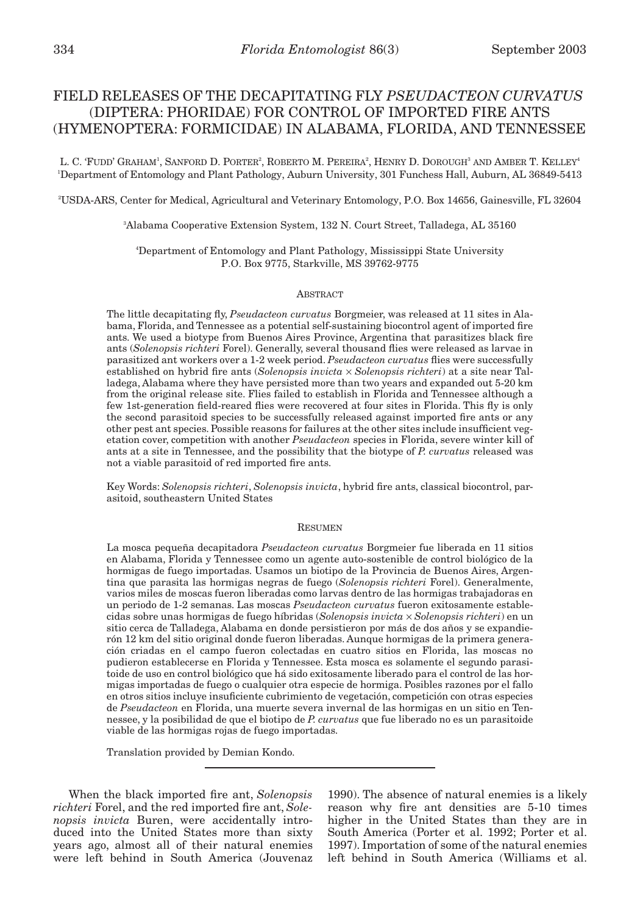# FIELD RELEASES OF THE DECAPITATING FLY *PSEUDACTEON CURVATUS* (DIPTERA: PHORIDAE) FOR CONTROL OF IMPORTED FIRE ANTS (HYMENOPTERA: FORMICIDAE) IN ALABAMA, FLORIDA, AND TENNESSEE

L. C. 'FUDD' GRAHAM[1], SANFORD D. PORTER[2], ROBERTO M. PEREIRA[2], HENRY D. DOROUGH[3] AND AMBER T. KELLEY[4]

[1]Department of Entomology and Plant Pathology, Auburn University, 301 Funchess Hall, Auburn, AL 36849-5413

[2]USDA-ARS, Center for Medical, Agricultural and Veterinary Entomology, P.O. Box 14656, Gainesville, FL 32604

[3]Alabama Cooperative Extension System, 132 N. Court Street, Talladega, AL 35160

[4]Department of Entomology and Plant Pathology, Mississippi State University P.O. Box 9775, Starkville, MS 39762-9775

## ABSTRACT

The little decapitating fly, *Pseudacteon curvatus* Borgmeier, was released at 11 sites in Alabama, Florida, and Tennessee as a potential self-sustaining biocontrol agent of imported fire ants. We used a biotype from Buenos Aires Province, Argentina that parasitizes black fire ants (*Solenopsis richteri* Forel). Generally, several thousand flies were released as larvae in parasitized ant workers over a 1-2 week period. *Pseudacteon curvatus* flies were successfully established on hybrid fire ants (*Solenopsis invicta* × *Solenopsis richteri*) at a site near Talladega, Alabama where they have persisted more than two years and expanded out 5-20 km from the original release site. Flies failed to establish in Florida and Tennessee although a few 1st-generation field-reared flies were recovered at four sites in Florida. This fly is only the second parasitoid species to be successfully released against imported fire ants or any other pest ant species. Possible reasons for failures at the other sites include insufficient vegetation cover, competition with another *Pseudacteon* species in Florida, severe winter kill of ants at a site in Tennessee, and the possibility that the biotype of *P. curvatus* released was not a viable parasitoid of red imported fire ants.

Key Words: *Solenopsis richteri*, *Solenopsis invicta*, hybrid fire ants, classical biocontrol, parasitoid, southeastern United States

## RESUMEN

La mosca pequeña decapitadora *Pseudacteon curvatus* Borgmeier fue liberada en 11 sitios en Alabama, Florida y Tennessee como un agente auto-sostenible de control biológico de la hormigas de fuego importadas. Usamos un biotipo de la Provincia de Buenos Aires, Argentina que parasita las hormigas negras de fuego (*Solenopsis richteri* Forel). Generalmente, varios miles de moscas fueron liberadas como larvas dentro de las hormigas trabajadoras en un periodo de 1-2 semanas. Las moscas *Pseudacteon curvatus* fueron exitosamente establecidas sobre unas hormigas de fuego híbridas (*Solenopsis invicta* × *Solenopsis richteri*) en un sitio cerca de Talladega, Alabama en donde persistieron por más de dos años y se expandierón 12 km del sitio original donde fueron liberadas. Aunque hormigas de la primera generación criadas en el campo fueron colectadas en cuatro sitios en Florida, las moscas no pudieron establecerse en Florida y Tennessee. Esta mosca es solamente el segundo parasitoide de uso en control biológico que há sido exitosamente liberado para el control de las hormigas importadas de fuego o cualquier otra especie de hormiga. Posibles razones por el fallo en otros sitios incluye insuficiente cubrimiento de vegetación, competición con otras especies de *Pseudacteon* en Florida, una muerte severa invernal de las hormigas en un sitio en Tennessee, y la posibilidad de que el biotipo de *P. curvatus* que fue liberado no es un parasitoide viable de las hormigas rojas de fuego importadas.

Translation provided by Demian Kondo.

---

When the black imported fire ant, *Solenopsis richteri* Forel, and the red imported fire ant, *Solenopsis invicta* Buren, were accidentally introduced into the United States more than sixty years ago, almost all of their natural enemies were left behind in South America (Jouvenaz 1990). The absence of natural enemies is a likely reason why fire ant densities are 5-10 times higher in the United States than they are in South America (Porter et al. 1992; Porter et al. 1997). Importation of some of the natural enemies left behind in South America (Williams et al.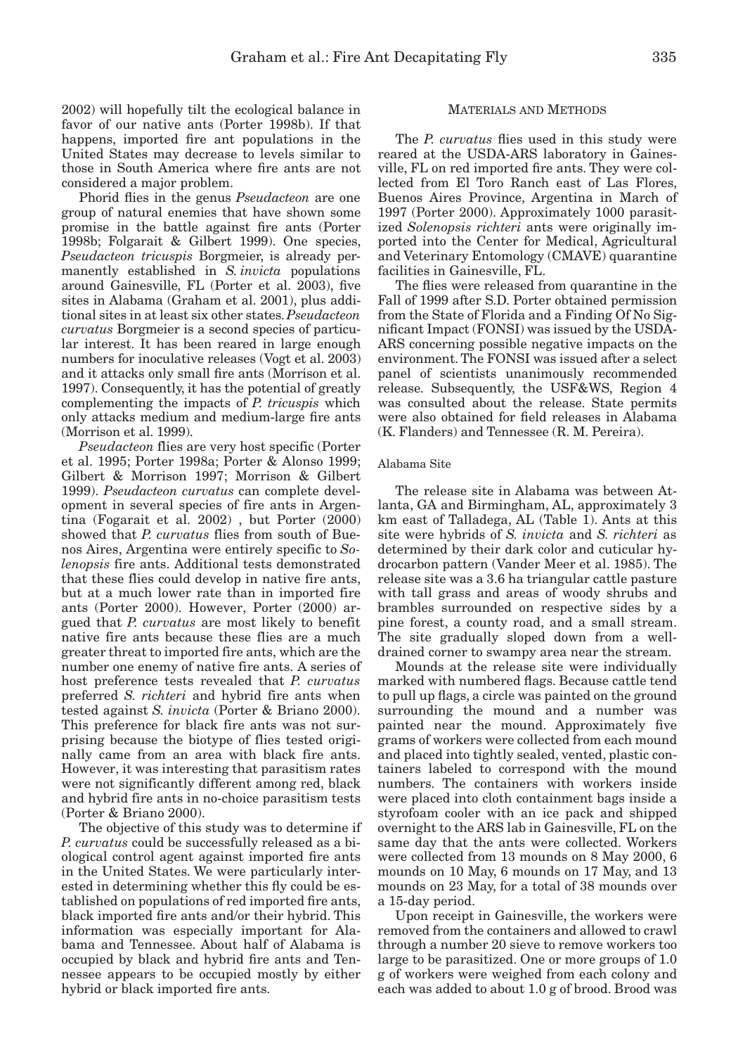2002) will hopefully tilt the ecological balance in favor of our native ants (Porter 1998b). If that happens, imported fire ant populations in the United States may decrease to levels similar to those in South America where fire ants are not considered a major problem.

Phorid flies in the genus *Pseudacteon* are one group of natural enemies that have shown some promise in the battle against fire ants (Porter 1998b; Folgarait & Gilbert 1999). One species, *Pseudacteon tricuspis* Borgmeier, is already permanently established in *S. invicta* populations around Gainesville, FL (Porter et al. 2003), five sites in Alabama (Graham et al. 2001), plus additional sites in at least six other states. *Pseudacteon curvatus* Borgmeier is a second species of particular interest. It has been reared in large enough numbers for inoculative releases (Vogt et al. 2003) and it attacks only small fire ants (Morrison et al. 1997). Consequently, it has the potential of greatly complementing the impacts of *P. tricuspis* which only attacks medium and medium-large fire ants (Morrison et al. 1999).

*Pseudacteon* flies are very host specific (Porter et al. 1995; Porter 1998a; Porter & Alonso 1999; Gilbert & Morrison 1997; Morrison & Gilbert 1999). *Pseudacteon curvatus* can complete development in several species of fire ants in Argentina (Fogarait et al. 2002) , but Porter (2000) showed that *P. curvatus* flies from south of Buenos Aires, Argentina were entirely specific to *Solenopsis* fire ants. Additional tests demonstrated that these flies could develop in native fire ants, but at a much lower rate than in imported fire ants (Porter 2000). However, Porter (2000) argued that *P. curvatus* are most likely to benefit native fire ants because these flies are a much greater threat to imported fire ants, which are the number one enemy of native fire ants. A series of host preference tests revealed that *P. curvatus* preferred *S. richteri* and hybrid fire ants when tested against *S. invicta* (Porter & Briano 2000). This preference for black fire ants was not surprising because the biotype of flies tested originally came from an area with black fire ants. However, it was interesting that parasitism rates were not significantly different among red, black and hybrid fire ants in no-choice parasitism tests (Porter & Briano 2000).

The objective of this study was to determine if *P. curvatus* could be successfully released as a biological control agent against imported fire ants in the United States. We were particularly interested in determining whether this fly could be established on populations of red imported fire ants, black imported fire ants and/or their hybrid. This information was especially important for Alabama and Tennessee. About half of Alabama is occupied by black and hybrid fire ants and Tennessee appears to be occupied mostly by either hybrid or black imported fire ants.

## MATERIALS AND METHODS

The *P. curvatus* flies used in this study were reared at the USDA-ARS laboratory in Gainesville, FL on red imported fire ants. They were collected from El Toro Ranch east of Las Flores, Buenos Aires Province, Argentina in March of 1997 (Porter 2000). Approximately 1000 parasitized *Solenopsis richteri* ants were originally imported into the Center for Medical, Agricultural and Veterinary Entomology (CMAVE) quarantine facilities in Gainesville, FL.

The flies were released from quarantine in the Fall of 1999 after S.D. Porter obtained permission from the State of Florida and a Finding Of No Significant Impact (FONSI) was issued by the USDA-ARS concerning possible negative impacts on the environment. The FONSI was issued after a select panel of scientists unanimously recommended release. Subsequently, the USF&WS, Region 4 was consulted about the release. State permits were also obtained for field releases in Alabama (K. Flanders) and Tennessee (R. M. Pereira).

### Alabama Site

The release site in Alabama was between Atlanta, GA and Birmingham, AL, approximately 3 km east of Talladega, AL (Table 1). Ants at this site were hybrids of *S. invicta* and *S. richteri* as determined by their dark color and cuticular hydrocarbon pattern (Vander Meer et al. 1985). The release site was a 3.6 ha triangular cattle pasture with tall grass and areas of woody shrubs and brambles surrounded on respective sides by a pine forest, a county road, and a small stream. The site gradually sloped down from a well-drained corner to swampy area near the stream.

Mounds at the release site were individually marked with numbered flags. Because cattle tend to pull up flags, a circle was painted on the ground surrounding the mound and a number was painted near the mound. Approximately five grams of workers were collected from each mound and placed into tightly sealed, vented, plastic containers labeled to correspond with the mound numbers. The containers with workers inside were placed into cloth containment bags inside a styrofoam cooler with an ice pack and shipped overnight to the ARS lab in Gainesville, FL on the same day that the ants were collected. Workers were collected from 13 mounds on 8 May 2000, 6 mounds on 10 May, 6 mounds on 17 May, and 13 mounds on 23 May, for a total of 38 mounds over a 15-day period.

Upon receipt in Gainesville, the workers were removed from the containers and allowed to crawl through a number 20 sieve to remove workers too large to be parasitized. One or more groups of 1.0 g of workers were weighed from each colony and each was added to about 1.0 g of brood. Brood was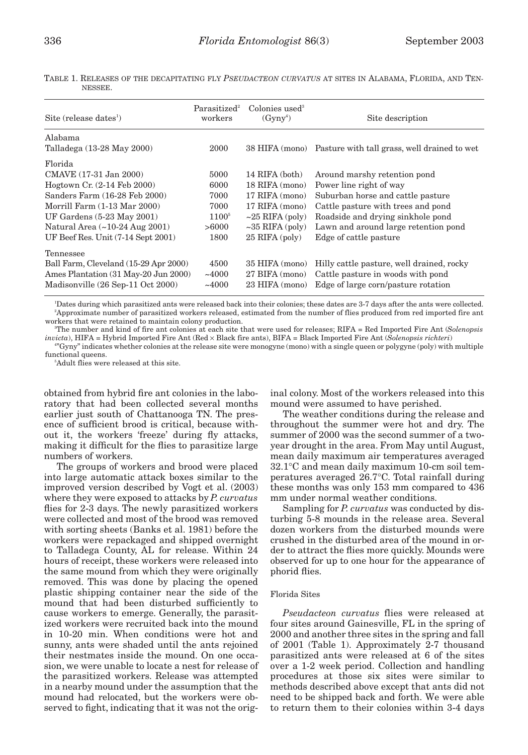TABLE 1. RELEASES OF THE DECAPITATING FLY *PSEUDACTEON CURVATUS* AT SITES IN ALABAMA, FLORIDA, AND TENNESSEE.

| Site (release dates[1]) | Parasitized[2] workers | Colonies used[3] (Gyny[4]) | Site description |
|---|---|---|---|
| Alabama | | | |
| Talladega (13-28 May 2000) | 2000 | 38 HIFA (mono) | Pasture with tall grass, well drained to wet |
| Florida | | | |
| CMAVE (17-31 Jan 2000) | 5000 | 14 RIFA (both) | Around marshy retention pond |
| Hogtown Cr. (2-14 Feb 2000) | 6000 | 18 RIFA (mono) | Power line right of way |
| Sanders Farm (16-28 Feb 2000) | 7000 | 17 RIFA (mono) | Suburban horse and cattle pasture |
| Morrill Farm (1-13 Mar 2000) | 7000 | 17 RIFA (mono) | Cattle pasture with trees and pond |
| UF Gardens (5-23 May 2001) | 1100[5] | ~25 RIFA (poly) | Roadside and drying sinkhole pond |
| Natural Area (~10-24 Aug 2001) | >6000 | ~35 RIFA (poly) | Lawn and around large retention pond |
| UF Beef Res. Unit (7-14 Sept 2001) | 1800 | 25 RIFA (poly) | Edge of cattle pasture |
| Tennessee | | | |
| Ball Farm, Cleveland (15-29 Apr 2000) | 4500 | 35 HIFA (mono) | Hilly cattle pasture, well drained, rocky |
| Ames Plantation (31 May-20 Jun 2000) | ~4000 | 27 BIFA (mono) | Cattle pasture in woods with pond |
| Madisonville (26 Sep-11 Oct 2000) | ~4000 | 23 HIFA (mono) | Edge of large corn/pasture rotation |

[1]Dates during which parasitized ants were released back into their colonies; these dates are 3-7 days after the ants were collected.
[2]Approximate number of parasitized workers released, estimated from the number of flies produced from red imported fire ant workers that were retained to maintain colony production.
[3]The number and kind of fire ant colonies at each site that were used for releases; RIFA = Red Imported Fire Ant (*Solenopsis invicta*), HIFA = Hybrid Imported Fire Ant (Red × Black fire ants), BIFA = Black Imported Fire Ant (*Solenopsis richteri*)
[4]"Gyny" indicates whether colonies at the release site were monogyne (mono) with a single queen or polygyne (poly) with multiple functional queens.
[5]Adult flies were released at this site.

obtained from hybrid fire ant colonies in the laboratory that had been collected several months earlier just south of Chattanooga TN. The presence of sufficient brood is critical, because without it, the workers 'freeze' during fly attacks, making it difficult for the flies to parasitize large numbers of workers.

The groups of workers and brood were placed into large automatic attack boxes similar to the improved version described by Vogt et al. (2003) where they were exposed to attacks by *P. curvatus* flies for 2-3 days. The newly parasitized workers were collected and most of the brood was removed with sorting sheets (Banks et al. 1981) before the workers were repackaged and shipped overnight to Talladega County, AL for release. Within 24 hours of receipt, these workers were released into the same mound from which they were originally removed. This was done by placing the opened plastic shipping container near the side of the mound that had been disturbed sufficiently to cause workers to emerge. Generally, the parasitized workers were recruited back into the mound in 10-20 min. When conditions were hot and sunny, ants were shaded until the ants rejoined their nestmates inside the mound. On one occasion, we were unable to locate a nest for release of the parasitized workers. Release was attempted in a nearby mound under the assumption that the mound had relocated, but the workers were observed to fight, indicating that it was not the original colony. Most of the workers released into this mound were assumed to have perished.

The weather conditions during the release and throughout the summer were hot and dry. The summer of 2000 was the second summer of a two-year drought in the area. From May until August, mean daily maximum air temperatures averaged 32.1°C and mean daily maximum 10-cm soil temperatures averaged 26.7°C. Total rainfall during these months was only 153 mm compared to 436 mm under normal weather conditions.

Sampling for *P. curvatus* was conducted by disturbing 5-8 mounds in the release area. Several dozen workers from the disturbed mounds were crushed in the disturbed area of the mound in order to attract the flies more quickly. Mounds were observed for up to one hour for the appearance of phorid flies.

#### Florida Sites

*Pseudacteon curvatus* flies were released at four sites around Gainesville, FL in the spring of 2000 and another three sites in the spring and fall of 2001 (Table 1). Approximately 2-7 thousand parasitized ants were released at 6 of the sites over a 1-2 week period. Collection and handling procedures at those six sites were similar to methods described above except that ants did not need to be shipped back and forth. We were able to return them to their colonies within 3-4 days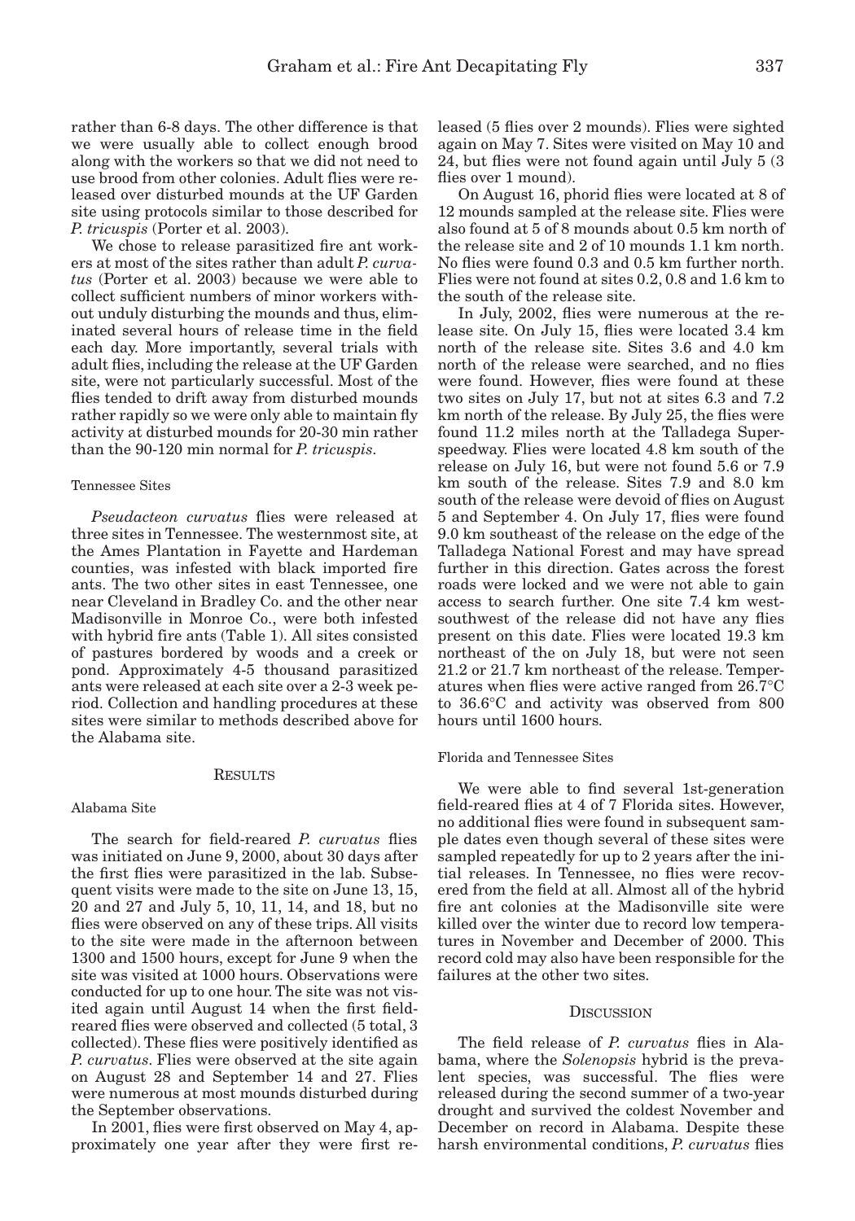rather than 6-8 days. The other difference is that we were usually able to collect enough brood along with the workers so that we did not need to use brood from other colonies. Adult flies were released over disturbed mounds at the UF Garden site using protocols similar to those described for *P. tricuspis* (Porter et al. 2003).

We chose to release parasitized fire ant workers at most of the sites rather than adult *P. curvatus* (Porter et al. 2003) because we were able to collect sufficient numbers of minor workers without unduly disturbing the mounds and thus, eliminated several hours of release time in the field each day. More importantly, several trials with adult flies, including the release at the UF Garden site, were not particularly successful. Most of the flies tended to drift away from disturbed mounds rather rapidly so we were only able to maintain fly activity at disturbed mounds for 20-30 min rather than the 90-120 min normal for *P. tricuspis*.

### Tennessee Sites

*Pseudacteon curvatus* flies were released at three sites in Tennessee. The westernmost site, at the Ames Plantation in Fayette and Hardeman counties, was infested with black imported fire ants. The two other sites in east Tennessee, one near Cleveland in Bradley Co. and the other near Madisonville in Monroe Co., were both infested with hybrid fire ants (Table 1). All sites consisted of pastures bordered by woods and a creek or pond. Approximately 4-5 thousand parasitized ants were released at each site over a 2-3 week period. Collection and handling procedures at these sites were similar to methods described above for the Alabama site.

## Results

### Alabama Site

The search for field-reared *P. curvatus* flies was initiated on June 9, 2000, about 30 days after the first flies were parasitized in the lab. Subsequent visits were made to the site on June 13, 15, 20 and 27 and July 5, 10, 11, 14, and 18, but no flies were observed on any of these trips. All visits to the site were made in the afternoon between 1300 and 1500 hours, except for June 9 when the site was visited at 1000 hours. Observations were conducted for up to one hour. The site was not visited again until August 14 when the first field-reared flies were observed and collected (5 total, 3 collected). These flies were positively identified as *P. curvatus*. Flies were observed at the site again on August 28 and September 14 and 27. Flies were numerous at most mounds disturbed during the September observations.

In 2001, flies were first observed on May 4, approximately one year after they were first released (5 flies over 2 mounds). Flies were sighted again on May 7. Sites were visited on May 10 and 24, but flies were not found again until July 5 (3 flies over 1 mound).

On August 16, phorid flies were located at 8 of 12 mounds sampled at the release site. Flies were also found at 5 of 8 mounds about 0.5 km north of the release site and 2 of 10 mounds 1.1 km north. No flies were found 0.3 and 0.5 km further north. Flies were not found at sites 0.2, 0.8 and 1.6 km to the south of the release site.

In July, 2002, flies were numerous at the release site. On July 15, flies were located 3.4 km north of the release site. Sites 3.6 and 4.0 km north of the release were searched, and no flies were found. However, flies were found at these two sites on July 17, but not at sites 6.3 and 7.2 km north of the release. By July 25, the flies were found 11.2 miles north at the Talladega Superspeedway. Flies were located 4.8 km south of the release on July 16, but were not found 5.6 or 7.9 km south of the release. Sites 7.9 and 8.0 km south of the release were devoid of flies on August 5 and September 4. On July 17, flies were found 9.0 km southeast of the release on the edge of the Talladega National Forest and may have spread further in this direction. Gates across the forest roads were locked and we were not able to gain access to search further. One site 7.4 km west-southwest of the release did not have any flies present on this date. Flies were located 19.3 km northeast of the on July 18, but were not seen 21.2 or 21.7 km northeast of the release. Temperatures when flies were active ranged from 26.7°C to 36.6°C and activity was observed from 800 hours until 1600 hours.

### Florida and Tennessee Sites

We were able to find several 1st-generation field-reared flies at 4 of 7 Florida sites. However, no additional flies were found in subsequent sample dates even though several of these sites were sampled repeatedly for up to 2 years after the initial releases. In Tennessee, no flies were recovered from the field at all. Almost all of the hybrid fire ant colonies at the Madisonville site were killed over the winter due to record low temperatures in November and December of 2000. This record cold may also have been responsible for the failures at the other two sites.

## Discussion

The field release of *P. curvatus* flies in Alabama, where the *Solenopsis* hybrid is the prevalent species, was successful. The flies were released during the second summer of a two-year drought and survived the coldest November and December on record in Alabama. Despite these harsh environmental conditions, *P. curvatus* flies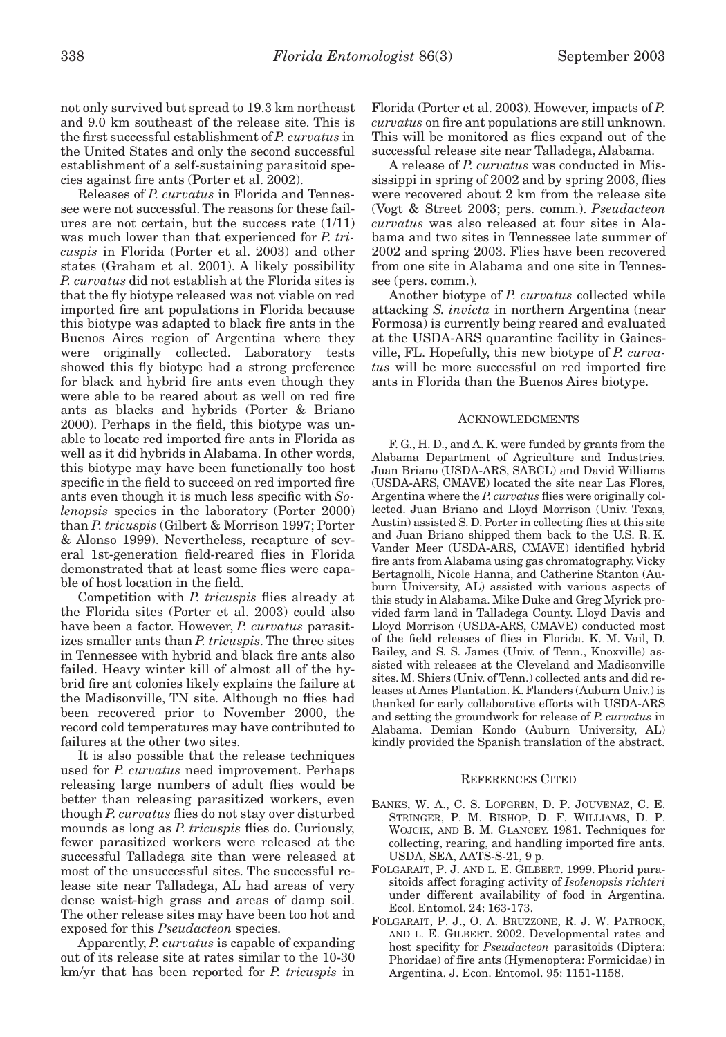not only survived but spread to 19.3 km northeast and 9.0 km southeast of the release site. This is the first successful establishment of *P. curvatus* in the United States and only the second successful establishment of a self-sustaining parasitoid species against fire ants (Porter et al. 2002).

Releases of *P. curvatus* in Florida and Tennessee were not successful. The reasons for these failures are not certain, but the success rate (1/11) was much lower than that experienced for *P. tricuspis* in Florida (Porter et al. 2003) and other states (Graham et al. 2001). A likely possibility *P. curvatus* did not establish at the Florida sites is that the fly biotype released was not viable on red imported fire ant populations in Florida because this biotype was adapted to black fire ants in the Buenos Aires region of Argentina where they were originally collected. Laboratory tests showed this fly biotype had a strong preference for black and hybrid fire ants even though they were able to be reared about as well on red fire ants as blacks and hybrids (Porter & Briano 2000). Perhaps in the field, this biotype was unable to locate red imported fire ants in Florida as well as it did hybrids in Alabama. In other words, this biotype may have been functionally too host specific in the field to succeed on red imported fire ants even though it is much less specific with *Solenopsis* species in the laboratory (Porter 2000) than *P. tricuspis* (Gilbert & Morrison 1997; Porter & Alonso 1999). Nevertheless, recapture of several 1st-generation field-reared flies in Florida demonstrated that at least some flies were capable of host location in the field.

Competition with *P. tricuspis* flies already at the Florida sites (Porter et al. 2003) could also have been a factor. However, *P. curvatus* parasitizes smaller ants than *P. tricuspis*. The three sites in Tennessee with hybrid and black fire ants also failed. Heavy winter kill of almost all of the hybrid fire ant colonies likely explains the failure at the Madisonville, TN site. Although no flies had been recovered prior to November 2000, the record cold temperatures may have contributed to failures at the other two sites.

It is also possible that the release techniques used for *P. curvatus* need improvement. Perhaps releasing large numbers of adult flies would be better than releasing parasitized workers, even though *P. curvatus* flies do not stay over disturbed mounds as long as *P. tricuspis* flies do. Curiously, fewer parasitized workers were released at the successful Talladega site than were released at most of the unsuccessful sites. The successful release site near Talladega, AL had areas of very dense waist-high grass and areas of damp soil. The other release sites may have been too hot and exposed for this *Pseudacteon* species.

Apparently, *P. curvatus* is capable of expanding out of its release site at rates similar to the 10-30 km/yr that has been reported for *P. tricuspis* in Florida (Porter et al. 2003). However, impacts of *P. curvatus* on fire ant populations are still unknown. This will be monitored as flies expand out of the successful release site near Talladega, Alabama.

A release of *P. curvatus* was conducted in Mississippi in spring of 2002 and by spring 2003, flies were recovered about 2 km from the release site (Vogt & Street 2003; pers. comm.). *Pseudacteon curvatus* was also released at four sites in Alabama and two sites in Tennessee late summer of 2002 and spring 2003. Flies have been recovered from one site in Alabama and one site in Tennessee (pers. comm.).

Another biotype of *P. curvatus* collected while attacking *S. invicta* in northern Argentina (near Formosa) is currently being reared and evaluated at the USDA-ARS quarantine facility in Gainesville, FL. Hopefully, this new biotype of *P. curvatus* will be more successful on red imported fire ants in Florida than the Buenos Aires biotype.

## ACKNOWLEDGMENTS

F. G., H. D., and A. K. were funded by grants from the Alabama Department of Agriculture and Industries. Juan Briano (USDA-ARS, SABCL) and David Williams (USDA-ARS, CMAVE) located the site near Las Flores, Argentina where the *P. curvatus* flies were originally collected. Juan Briano and Lloyd Morrison (Univ. Texas, Austin) assisted S. D. Porter in collecting flies at this site and Juan Briano shipped them back to the U.S. R. K. Vander Meer (USDA-ARS, CMAVE) identified hybrid fire ants from Alabama using gas chromatography. Vicky Bertagnolli, Nicole Hanna, and Catherine Stanton (Auburn University, AL) assisted with various aspects of this study in Alabama. Mike Duke and Greg Myrick provided farm land in Talladega County. Lloyd Davis and Lloyd Morrison (USDA-ARS, CMAVE) conducted most of the field releases of flies in Florida. K. M. Vail, D. Bailey, and S. S. James (Univ. of Tenn., Knoxville) assisted with releases at the Cleveland and Madisonville sites. M. Shiers (Univ. of Tenn.) collected ants and did releases at Ames Plantation. K. Flanders (Auburn Univ.) is thanked for early collaborative efforts with USDA-ARS and setting the groundwork for release of *P. curvatus* in Alabama. Demian Kondo (Auburn University, AL) kindly provided the Spanish translation of the abstract.

## REFERENCES CITED

BANKS, W. A., C. S. LOFGREN, D. P. JOUVENAZ, C. E. STRINGER, P. M. BISHOP, D. F. WILLIAMS, D. P. WOJCIK, AND B. M. GLANCEY. 1981. Techniques for collecting, rearing, and handling imported fire ants. USDA, SEA, AATS-S-21, 9 p.

FOLGARAIT, P. J. AND L. E. GILBERT. 1999. Phorid parasitoids affect foraging activity of *Isolenopsis richteri* under different availability of food in Argentina. Ecol. Entomol. 24: 163-173.

FOLGARAIT, P. J., O. A. BRUZZONE, R. J. W. PATROCK, AND L. E. GILBERT. 2002. Developmental rates and host specifity for *Pseudacteon* parasitoids (Diptera: Phoridae) of fire ants (Hymenoptera: Formicidae) in Argentina. J. Econ. Entomol. 95: 1151-1158.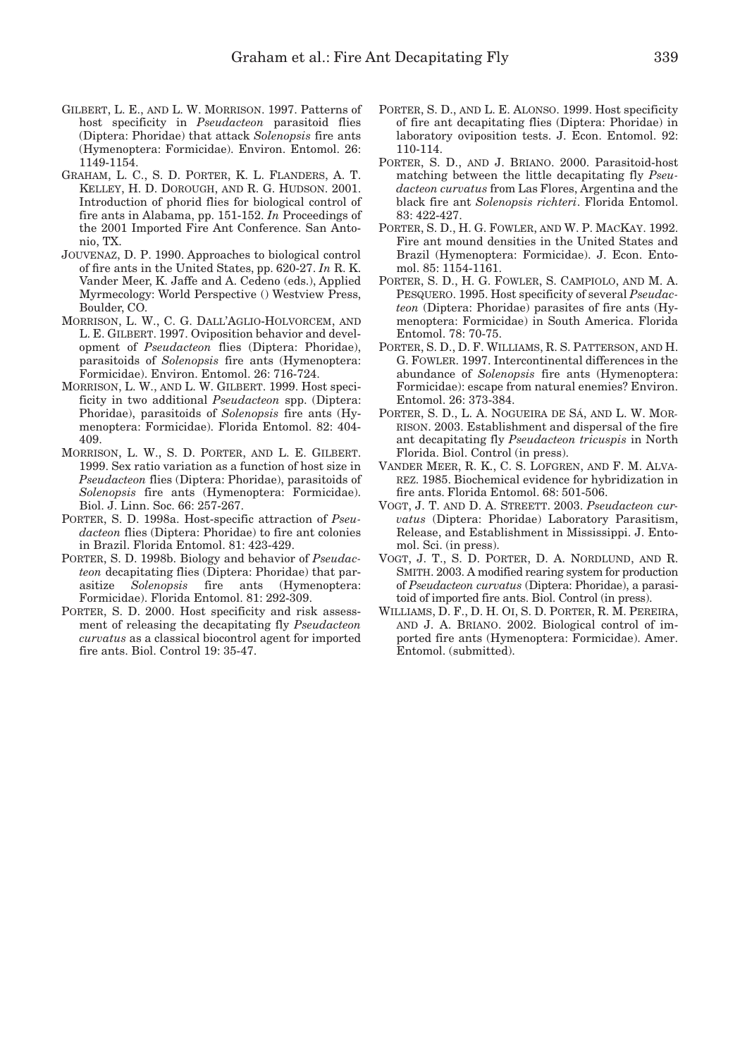GILBERT, L. E., AND L. W. MORRISON. 1997. Patterns of host specificity in *Pseudacteon* parasitoid flies (Diptera: Phoridae) that attack *Solenopsis* fire ants (Hymenoptera: Formicidae). Environ. Entomol. 26: 1149-1154.

GRAHAM, L. C., S. D. PORTER, K. L. FLANDERS, A. T. KELLEY, H. D. DOROUGH, AND R. G. HUDSON. 2001. Introduction of phorid flies for biological control of fire ants in Alabama, pp. 151-152. *In* Proceedings of the 2001 Imported Fire Ant Conference. San Antonio, TX.

JOUVENAZ, D. P. 1990. Approaches to biological control of fire ants in the United States, pp. 620-27. *In* R. K. Vander Meer, K. Jaffe and A. Cedeno (eds.), Applied Myrmecology: World Perspective () Westview Press, Boulder, CO.

MORRISON, L. W., C. G. DALL'AGLIO-HOLVORCEM, AND L. E. GILBERT. 1997. Oviposition behavior and development of *Pseudacteon* flies (Diptera: Phoridae), parasitoids of *Solenopsis* fire ants (Hymenoptera: Formicidae). Environ. Entomol. 26: 716-724.

MORRISON, L. W., AND L. W. GILBERT. 1999. Host specificity in two additional *Pseudacteon* spp. (Diptera: Phoridae), parasitoids of *Solenopsis* fire ants (Hymenoptera: Formicidae). Florida Entomol. 82: 404-409.

MORRISON, L. W., S. D. PORTER, AND L. E. GILBERT. 1999. Sex ratio variation as a function of host size in *Pseudacteon* flies (Diptera: Phoridae), parasitoids of *Solenopsis* fire ants (Hymenoptera: Formicidae). Biol. J. Linn. Soc. 66: 257-267.

PORTER, S. D. 1998a. Host-specific attraction of *Pseudacteon* flies (Diptera: Phoridae) to fire ant colonies in Brazil. Florida Entomol. 81: 423-429.

PORTER, S. D. 1998b. Biology and behavior of *Pseudacteon* decapitating flies (Diptera: Phoridae) that parasitize *Solenopsis* fire ants (Hymenoptera: Formicidae). Florida Entomol. 81: 292-309.

PORTER, S. D. 2000. Host specificity and risk assessment of releasing the decapitating fly *Pseudacteon curvatus* as a classical biocontrol agent for imported fire ants. Biol. Control 19: 35-47.

PORTER, S. D., AND L. E. ALONSO. 1999. Host specificity of fire ant decapitating flies (Diptera: Phoridae) in laboratory oviposition tests. J. Econ. Entomol. 92: 110-114.

PORTER, S. D., AND J. BRIANO. 2000. Parasitoid-host matching between the little decapitating fly *Pseudacteon curvatus* from Las Flores, Argentina and the black fire ant *Solenopsis richteri*. Florida Entomol. 83: 422-427.

PORTER, S. D., H. G. FOWLER, AND W. P. MACKAY. 1992. Fire ant mound densities in the United States and Brazil (Hymenoptera: Formicidae). J. Econ. Entomol. 85: 1154-1161.

PORTER, S. D., H. G. FOWLER, S. CAMPIOLO, AND M. A. PESQUERO. 1995. Host specificity of several *Pseudacteon* (Diptera: Phoridae) parasites of fire ants (Hymenoptera: Formicidae) in South America. Florida Entomol. 78: 70-75.

PORTER, S. D., D. F. WILLIAMS, R. S. PATTERSON, AND H. G. FOWLER. 1997. Intercontinental differences in the abundance of *Solenopsis* fire ants (Hymenoptera: Formicidae): escape from natural enemies? Environ. Entomol. 26: 373-384.

PORTER, S. D., L. A. NOGUEIRA DE SÁ, AND L. W. MORRISON. 2003. Establishment and dispersal of the fire ant decapitating fly *Pseudacteon tricuspis* in North Florida. Biol. Control (in press).

VANDER MEER, R. K., C. S. LOFGREN, AND F. M. ALVAREZ. 1985. Biochemical evidence for hybridization in fire ants. Florida Entomol. 68: 501-506.

VOGT, J. T. AND D. A. STREETT. 2003. *Pseudacteon curvatus* (Diptera: Phoridae) Laboratory Parasitism, Release, and Establishment in Mississippi. J. Entomol. Sci. (in press).

VOGT, J. T., S. D. PORTER, D. A. NORDLUND, AND R. SMITH. 2003. A modified rearing system for production of *Pseudacteon curvatus* (Diptera: Phoridae), a parasitoid of imported fire ants. Biol. Control (in press).

WILLIAMS, D. F., D. H. OI, S. D. PORTER, R. M. PEREIRA, AND J. A. BRIANO. 2002. Biological control of imported fire ants (Hymenoptera: Formicidae). Amer. Entomol. (submitted).